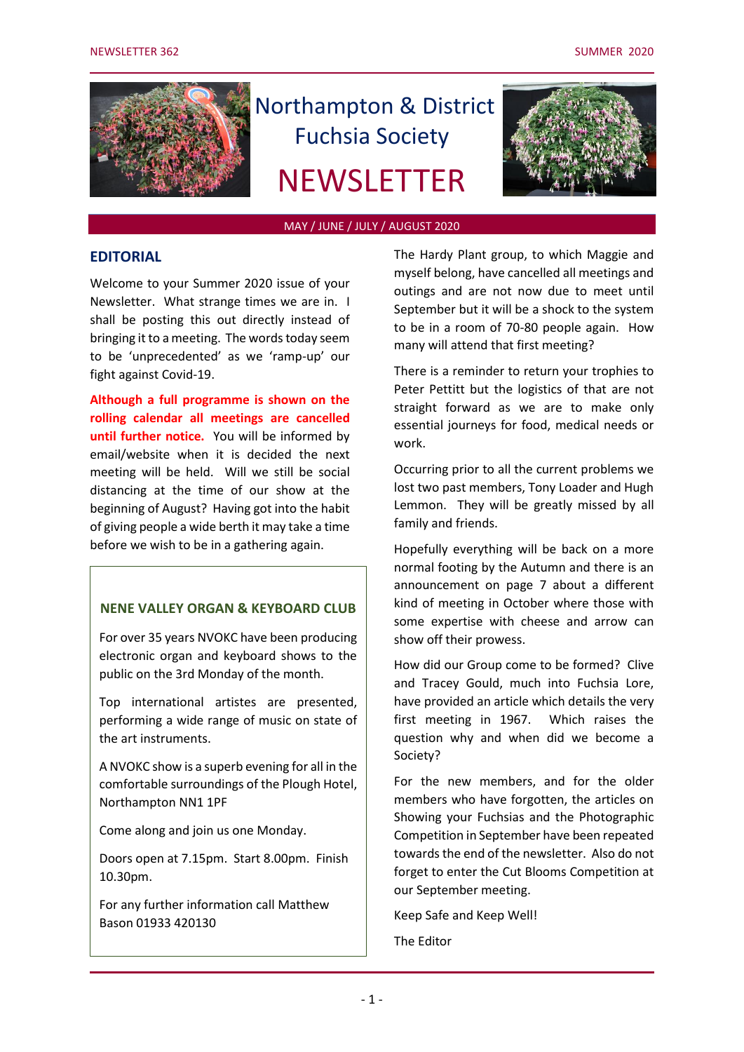# Northampton & District Fuchsia Society

# NEWSLETTER

MAY / JUNE / JULY / AUGUST 2020

## EDITORIAL

Welcome to your Summer 2020 issue of your Newsletter. What strange times we are in. I shall be posting this out directly instead of bringing it to a meeting. The words today seem to be 'unprecedented' as we 'ramp-up' our fight against Covid-19.

**Although a full programme is shown on the rolling calendar all meetings are cancelled until further notice.** You will be informed by email/website when it is decided the next meeting will be held. Will we still be social distancing at the time of our show at the beginning of August? Having got into the habit of giving people a wide berth it may take a time before we wish to be in a gathering again.

The Hardy Plant group, to which Maggie and myself belong, have cancelled all meetings and outings and are not now due to meet until September but it will be a shock to the system to be in a room of 70-80 people again. How many will attend that first meeting?

There is a reminder to return your trophies to Peter Pettitt but the logistics of that are not straight forward as we are to make only essential journeys for food, medical needs or work.

Occurring prior to all the current problems we lost two past members, Tony Loader and Hugh Lemmon. They will be greatly missed by all family and friends.

Hopefully everything will be back on a more normal footing by the Autumn and there is an announcement on page 7 about a different kind of meeting in October where those with some expertise with cheese and arrow can show off their prowess.

How did our Group come to be formed? Clive and Tracey Gould, much into Fuchsia Lore, have provided an article which details the very first meeting in 1967. Which raises the question why and when did we become a Society?

For the new members, and for the older members who have forgotten, the articles on Showing your Fuchsias and the Photographic Competition in September have been repeated towards the end of the newsletter. Also do not forget to enter the Cut Blooms Competition at our September meeting.

Keep Safe and Keep Well!

The Editor

### NENE VALLEY ORGAN & KEYBOARD CLUB

For over 35 years NVOKC have been producing electronic organ and keyboard shows to the public on the 3rd Monday of the month.

Top international artistes are presented, performing a wide range of music on state of the art instruments.

A NVOKC show is a superb evening for all in the comfortable surroundings of the Plough Hotel, Northampton NN1 1PF

Come along and join us one Monday.

Doors open at 7.15pm. Start 8.00pm. Finish 10.30pm.

For any further information call Matthew Bason 01933 420130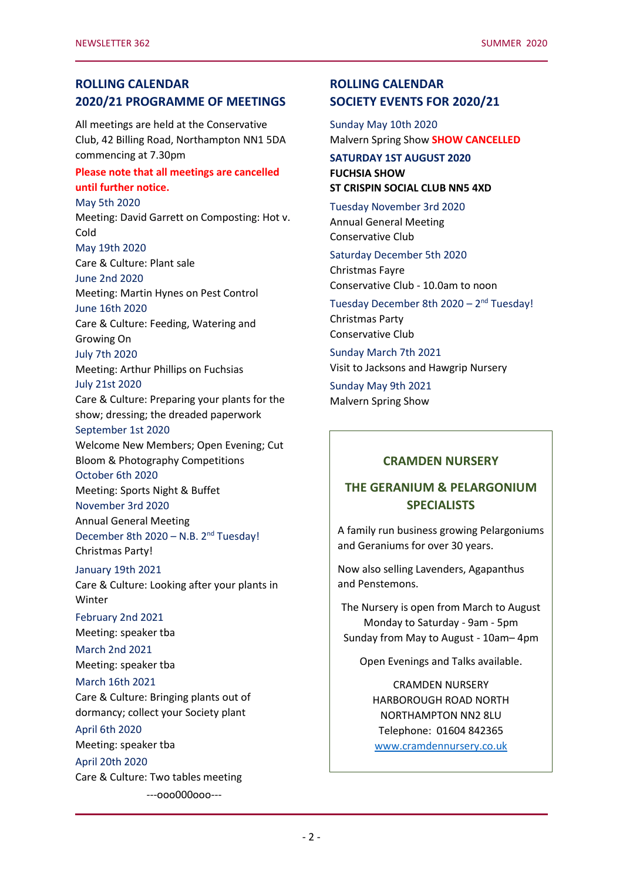## ROLLING CALENDAR
## 2020/21 PROGRAMME OF MEETINGS

All meetings are held at the Conservative Club, 42 Billing Road, Northampton NN1 5DA commencing at 7.30pm

**Please note that all meetings are cancelled until further notice.**

May 5th 2020
Meeting: David Garrett on Composting: Hot v. Cold

May 19th 2020
Care & Culture: Plant sale

June 2nd 2020
Meeting: Martin Hynes on Pest Control

June 16th 2020
Care & Culture: Feeding, Watering and Growing On

July 7th 2020
Meeting: Arthur Phillips on Fuchsias

July 21st 2020
Care & Culture: Preparing your plants for the show; dressing; the dreaded paperwork

September 1st 2020
Welcome New Members; Open Evening; Cut Bloom & Photography Competitions

October 6th 2020
Meeting: Sports Night & Buffet

November 3rd 2020
Annual General Meeting

December 8th 2020 – N.B. 2nd Tuesday!
Christmas Party!

January 19th 2021
Care & Culture: Looking after your plants in Winter

February 2nd 2021
Meeting: speaker tba

March 2nd 2021
Meeting: speaker tba

March 16th 2021
Care & Culture: Bringing plants out of dormancy; collect your Society plant

April 6th 2020
Meeting: speaker tba

April 20th 2020
Care & Culture: Two tables meeting

---ooo000ooo---

## ROLLING CALENDAR
## SOCIETY EVENTS FOR 2020/21

Sunday May 10th 2020
Malvern Spring Show **SHOW CANCELLED**

**SATURDAY 1ST AUGUST 2020**
**FUCHSIA SHOW**
**ST CRISPIN SOCIAL CLUB NN5 4XD**

Tuesday November 3rd 2020
Annual General Meeting
Conservative Club

Saturday December 5th 2020
Christmas Fayre
Conservative Club - 10.0am to noon

Tuesday December 8th 2020 – 2nd Tuesday!
Christmas Party
Conservative Club

Sunday March 7th 2021
Visit to Jacksons and Hawgrip Nursery

Sunday May 9th 2021
Malvern Spring Show

### CRAMDEN NURSERY

### THE GERANIUM & PELARGONIUM SPECIALISTS

A family run business growing Pelargoniums and Geraniums for over 30 years.

Now also selling Lavenders, Agapanthus and Penstemons.

The Nursery is open from March to August
Monday to Saturday - 9am - 5pm
Sunday from May to August - 10am– 4pm

Open Evenings and Talks available.

CRAMDEN NURSERY
HARBOROUGH ROAD NORTH
NORTHAMPTON NN2 8LU
Telephone: 01604 842365
www.cramdennursery.co.uk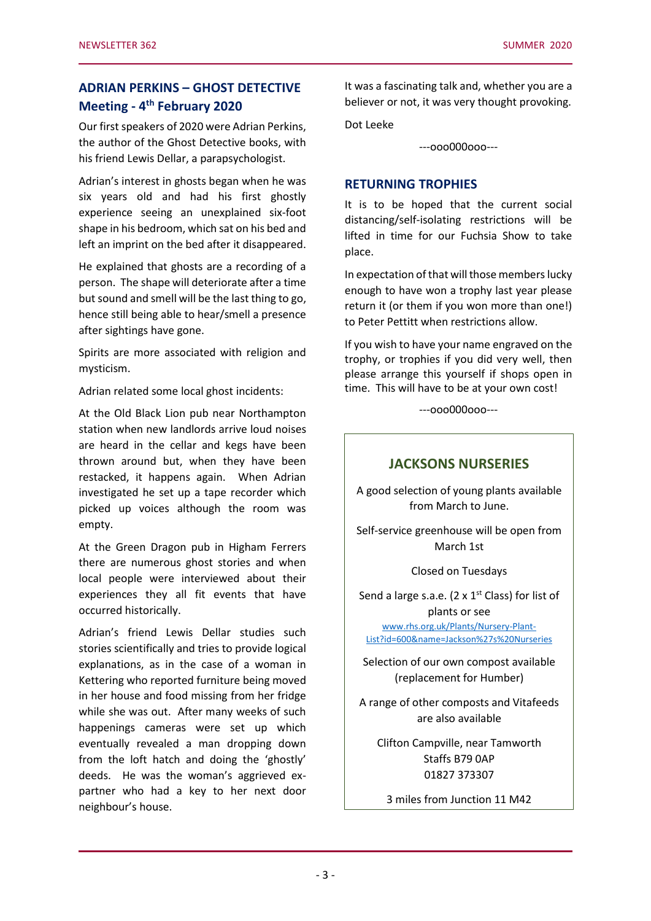## ADRIAN PERKINS – GHOST DETECTIVE Meeting - 4th February 2020

Our first speakers of 2020 were Adrian Perkins, the author of the Ghost Detective books, with his friend Lewis Dellar, a parapsychologist.

Adrian's interest in ghosts began when he was six years old and had his first ghostly experience seeing an unexplained six-foot shape in his bedroom, which sat on his bed and left an imprint on the bed after it disappeared.

He explained that ghosts are a recording of a person. The shape will deteriorate after a time but sound and smell will be the last thing to go, hence still being able to hear/smell a presence after sightings have gone.

Spirits are more associated with religion and mysticism.

Adrian related some local ghost incidents:

At the Old Black Lion pub near Northampton station when new landlords arrive loud noises are heard in the cellar and kegs have been thrown around but, when they have been restacked, it happens again. When Adrian investigated he set up a tape recorder which picked up voices although the room was empty.

At the Green Dragon pub in Higham Ferrers there are numerous ghost stories and when local people were interviewed about their experiences they all fit events that have occurred historically.

Adrian's friend Lewis Dellar studies such stories scientifically and tries to provide logical explanations, as in the case of a woman in Kettering who reported furniture being moved in her house and food missing from her fridge while she was out. After many weeks of such happenings cameras were set up which eventually revealed a man dropping down from the loft hatch and doing the 'ghostly' deeds. He was the woman's aggrieved ex-partner who had a key to her next door neighbour's house.

It was a fascinating talk and, whether you are a believer or not, it was very thought provoking.

Dot Leeke

---ooo000ooo---

## RETURNING TROPHIES

It is to be hoped that the current social distancing/self-isolating restrictions will be lifted in time for our Fuchsia Show to take place.

In expectation of that will those members lucky enough to have won a trophy last year please return it (or them if you won more than one!) to Peter Pettitt when restrictions allow.

If you wish to have your name engraved on the trophy, or trophies if you did very well, then please arrange this yourself if shops open in time. This will have to be at your own cost!

---ooo000ooo---

## JACKSONS NURSERIES

A good selection of young plants available from March to June.

Self-service greenhouse will be open from March 1st

Closed on Tuesdays

Send a large s.a.e. (2 x 1st Class) for list of plants or see
www.rhs.org.uk/Plants/Nursery-Plant-List?id=600&name=Jackson%27s%20Nurseries

Selection of our own compost available (replacement for Humber)

A range of other composts and Vitafeeds are also available

Clifton Campville, near Tamworth
Staffs B79 0AP
01827 373307

3 miles from Junction 11 M42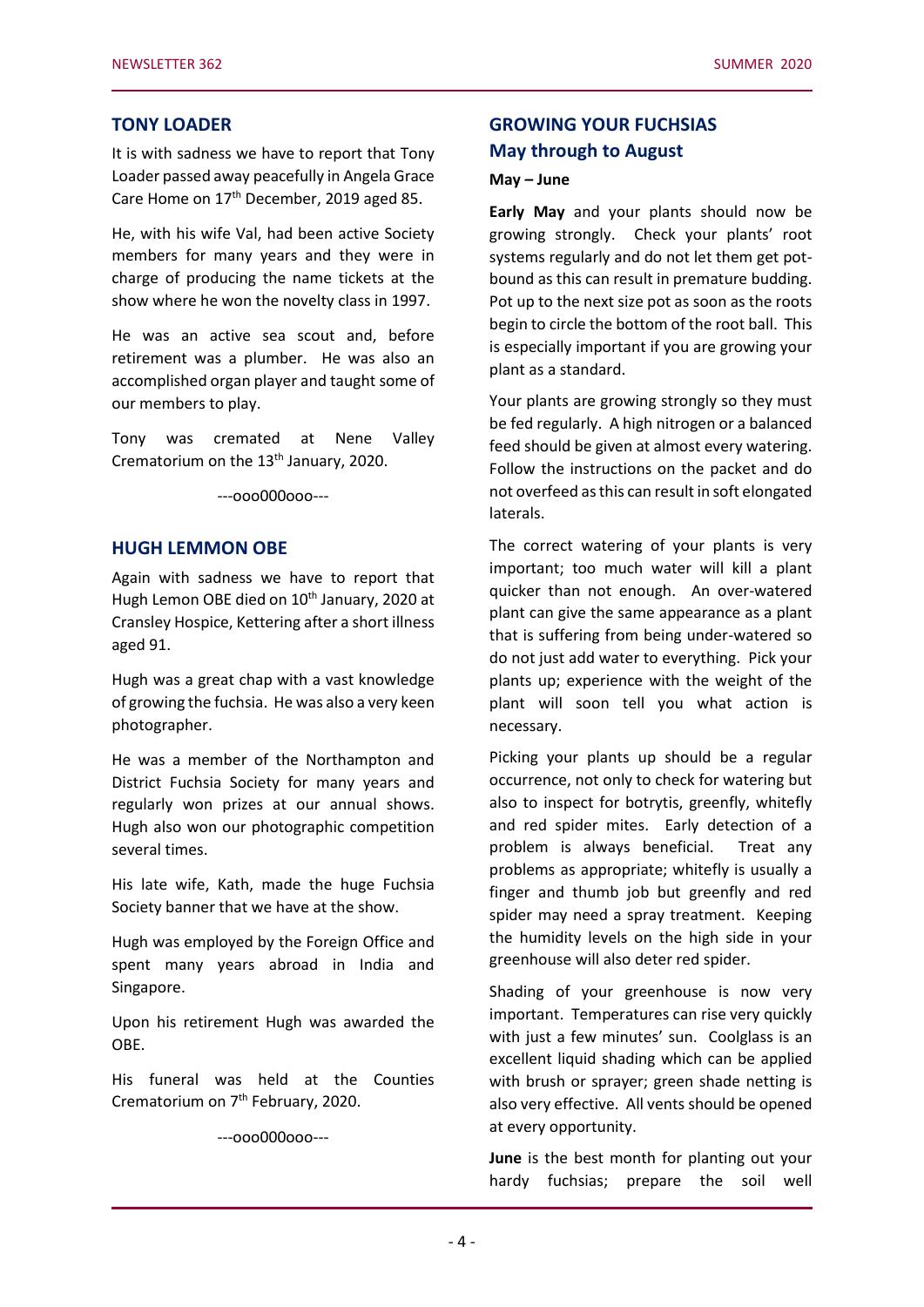## TONY LOADER

It is with sadness we have to report that Tony Loader passed away peacefully in Angela Grace Care Home on 17th December, 2019 aged 85.

He, with his wife Val, had been active Society members for many years and they were in charge of producing the name tickets at the show where he won the novelty class in 1997.

He was an active sea scout and, before retirement was a plumber. He was also an accomplished organ player and taught some of our members to play.

Tony was cremated at Nene Valley Crematorium on the 13th January, 2020.

---ooo000ooo---

## HUGH LEMMON OBE

Again with sadness we have to report that Hugh Lemon OBE died on 10th January, 2020 at Cransley Hospice, Kettering after a short illness aged 91.

Hugh was a great chap with a vast knowledge of growing the fuchsia. He was also a very keen photographer.

He was a member of the Northampton and District Fuchsia Society for many years and regularly won prizes at our annual shows. Hugh also won our photographic competition several times.

His late wife, Kath, made the huge Fuchsia Society banner that we have at the show.

Hugh was employed by the Foreign Office and spent many years abroad in India and Singapore.

Upon his retirement Hugh was awarded the OBE.

His funeral was held at the Counties Crematorium on 7th February, 2020.

---ooo000ooo---

## GROWING YOUR FUCHSIAS
## May through to August

**May – June**

**Early May** and your plants should now be growing strongly. Check your plants' root systems regularly and do not let them get pot-bound as this can result in premature budding. Pot up to the next size pot as soon as the roots begin to circle the bottom of the root ball. This is especially important if you are growing your plant as a standard.

Your plants are growing strongly so they must be fed regularly. A high nitrogen or a balanced feed should be given at almost every watering. Follow the instructions on the packet and do not overfeed as this can result in soft elongated laterals.

The correct watering of your plants is very important; too much water will kill a plant quicker than not enough. An over-watered plant can give the same appearance as a plant that is suffering from being under-watered so do not just add water to everything. Pick your plants up; experience with the weight of the plant will soon tell you what action is necessary.

Picking your plants up should be a regular occurrence, not only to check for watering but also to inspect for botrytis, greenfly, whitefly and red spider mites. Early detection of a problem is always beneficial. Treat any problems as appropriate; whitefly is usually a finger and thumb job but greenfly and red spider may need a spray treatment. Keeping the humidity levels on the high side in your greenhouse will also deter red spider.

Shading of your greenhouse is now very important. Temperatures can rise very quickly with just a few minutes' sun. Coolglass is an excellent liquid shading which can be applied with brush or sprayer; green shade netting is also very effective. All vents should be opened at every opportunity.

**June** is the best month for planting out your hardy fuchsias; prepare the soil well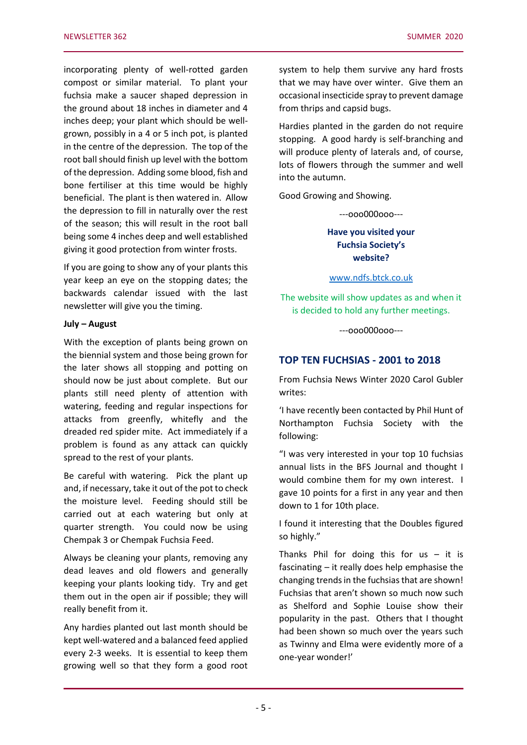incorporating plenty of well-rotted garden compost or similar material. To plant your fuchsia make a saucer shaped depression in the ground about 18 inches in diameter and 4 inches deep; your plant which should be well-grown, possibly in a 4 or 5 inch pot, is planted in the centre of the depression. The top of the root ball should finish up level with the bottom of the depression. Adding some blood, fish and bone fertiliser at this time would be highly beneficial. The plant is then watered in. Allow the depression to fill in naturally over the rest of the season; this will result in the root ball being some 4 inches deep and well established giving it good protection from winter frosts.

If you are going to show any of your plants this year keep an eye on the stopping dates; the backwards calendar issued with the last newsletter will give you the timing.

**July – August**

With the exception of plants being grown on the biennial system and those being grown for the later shows all stopping and potting on should now be just about complete. But our plants still need plenty of attention with watering, feeding and regular inspections for attacks from greenfly, whitefly and the dreaded red spider mite. Act immediately if a problem is found as any attack can quickly spread to the rest of your plants.

Be careful with watering. Pick the plant up and, if necessary, take it out of the pot to check the moisture level. Feeding should still be carried out at each watering but only at quarter strength. You could now be using Chempak 3 or Chempak Fuchsia Feed.

Always be cleaning your plants, removing any dead leaves and old flowers and generally keeping your plants looking tidy. Try and get them out in the open air if possible; they will really benefit from it.

Any hardies planted out last month should be kept well-watered and a balanced feed applied every 2-3 weeks. It is essential to keep them growing well so that they form a good root system to help them survive any hard frosts that we may have over winter. Give them an occasional insecticide spray to prevent damage from thrips and capsid bugs.

Hardies planted in the garden do not require stopping. A good hardy is self-branching and will produce plenty of laterals and, of course, lots of flowers through the summer and well into the autumn.

Good Growing and Showing.

---ooo000ooo---

**Have you visited your Fuchsia Society's website?**

www.ndfs.btck.co.uk

The website will show updates as and when it is decided to hold any further meetings.

---ooo000ooo---

## TOP TEN FUCHSIAS - 2001 to 2018

From Fuchsia News Winter 2020 Carol Gubler writes:

'I have recently been contacted by Phil Hunt of Northampton Fuchsia Society with the following:

"I was very interested in your top 10 fuchsias annual lists in the BFS Journal and thought I would combine them for my own interest. I gave 10 points for a first in any year and then down to 1 for 10th place.

I found it interesting that the Doubles figured so highly."

Thanks Phil for doing this for us – it is fascinating – it really does help emphasise the changing trends in the fuchsias that are shown! Fuchsias that aren't shown so much now such as Shelford and Sophie Louise show their popularity in the past. Others that I thought had been shown so much over the years such as Twinny and Elma were evidently more of a one-year wonder!'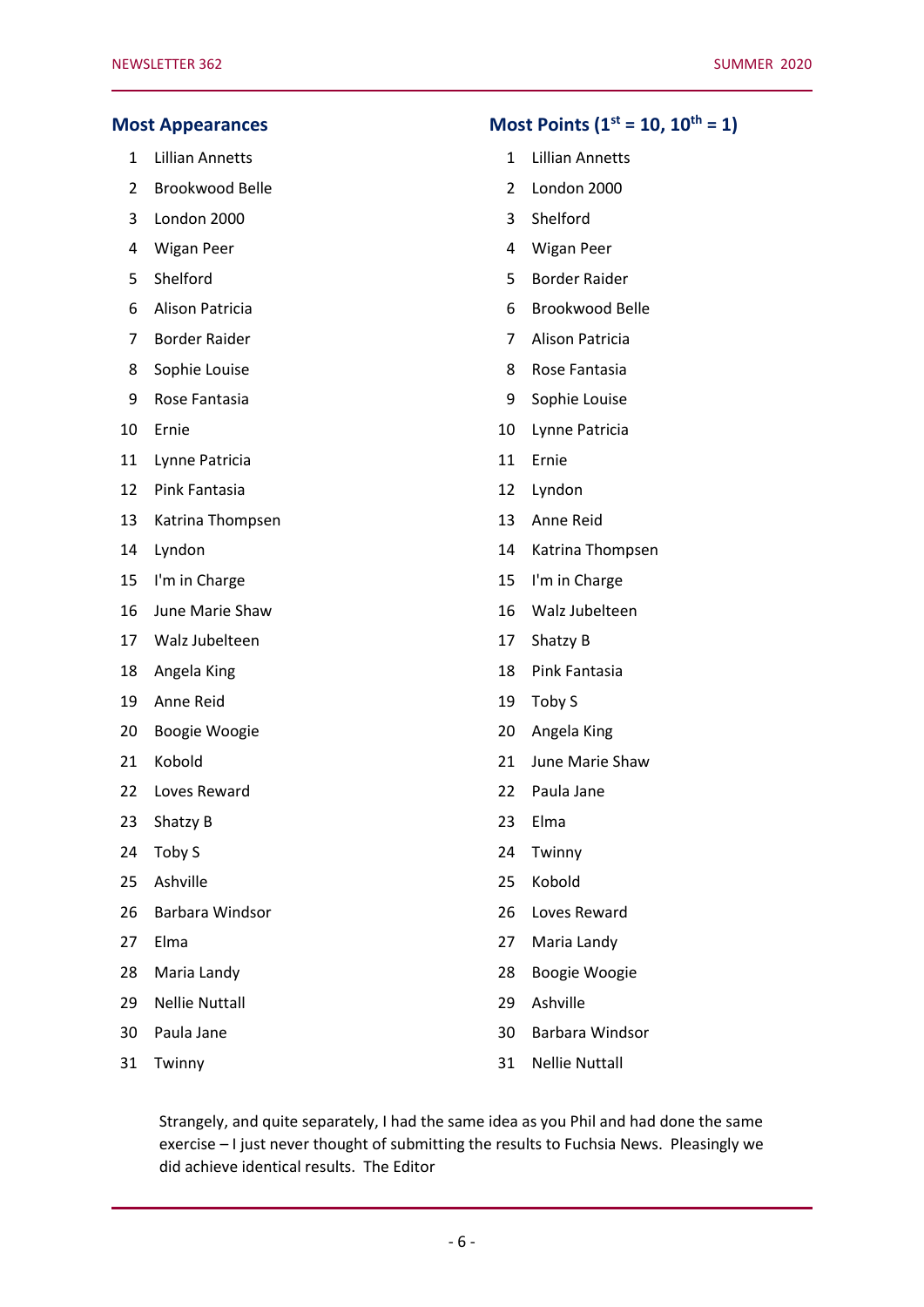## Most Appearances

1. Lillian Annetts
2. Brookwood Belle
3. London 2000
4. Wigan Peer
5. Shelford
6. Alison Patricia
7. Border Raider
8. Sophie Louise
9. Rose Fantasia
10. Ernie
11. Lynne Patricia
12. Pink Fantasia
13. Katrina Thompsen
14. Lyndon
15. I'm in Charge
16. June Marie Shaw
17. Walz Jubelteen
18. Angela King
19. Anne Reid
20. Boogie Woogie
21. Kobold
22. Loves Reward
23. Shatzy B
24. Toby S
25. Ashville
26. Barbara Windsor
27. Elma
28. Maria Landy
29. Nellie Nuttall
30. Paula Jane
31. Twinny

## Most Points (1st = 10, 10th = 1)

1. Lillian Annetts
2. London 2000
3. Shelford
4. Wigan Peer
5. Border Raider
6. Brookwood Belle
7. Alison Patricia
8. Rose Fantasia
9. Sophie Louise
10. Lynne Patricia
11. Ernie
12. Lyndon
13. Anne Reid
14. Katrina Thompsen
15. I'm in Charge
16. Walz Jubelteen
17. Shatzy B
18. Pink Fantasia
19. Toby S
20. Angela King
21. June Marie Shaw
22. Paula Jane
23. Elma
24. Twinny
25. Kobold
26. Loves Reward
27. Maria Landy
28. Boogie Woogie
29. Ashville
30. Barbara Windsor
31. Nellie Nuttall

Strangely, and quite separately, I had the same idea as you Phil and had done the same exercise – I just never thought of submitting the results to Fuchsia News. Pleasingly we did achieve identical results. The Editor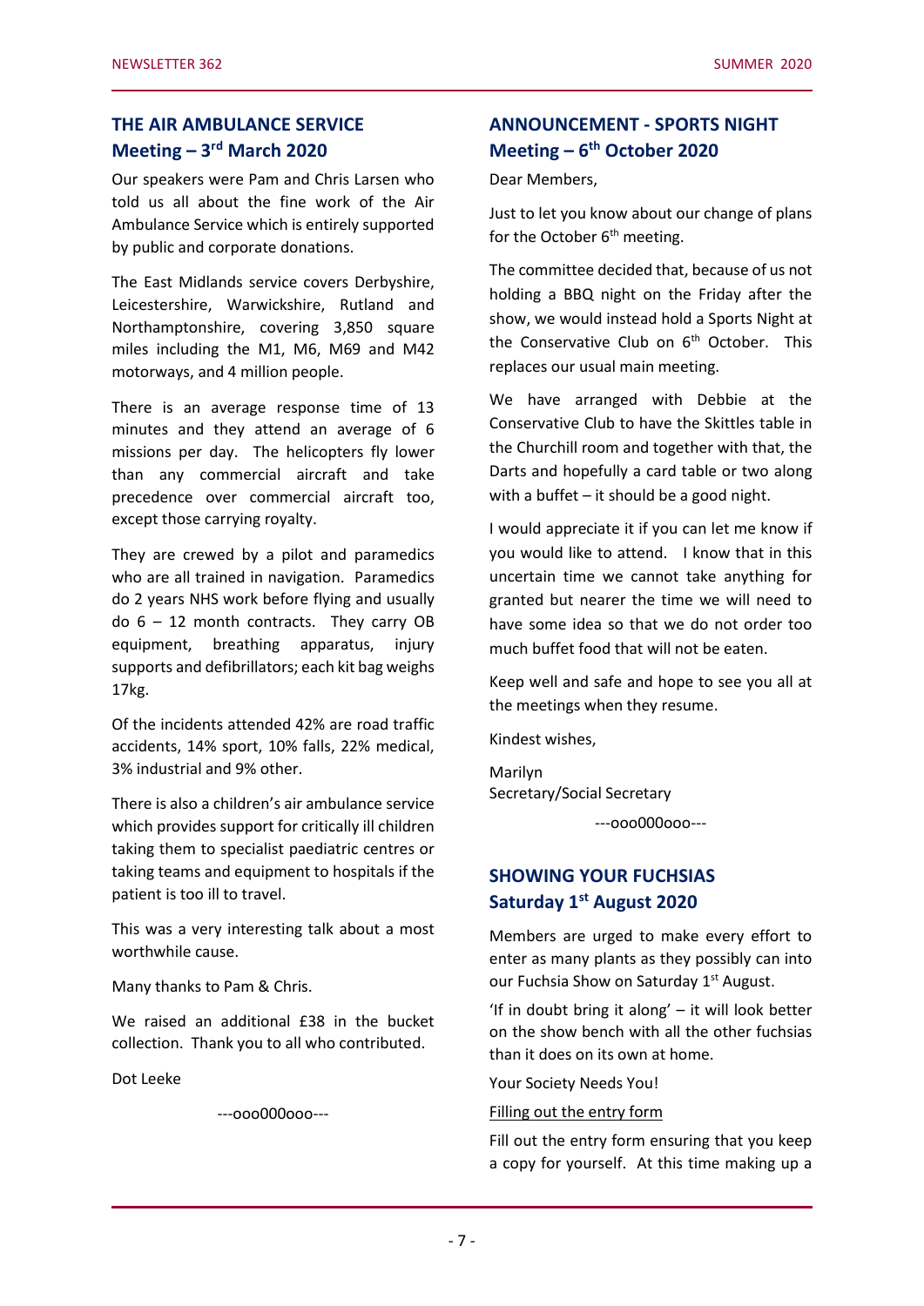## THE AIR AMBULANCE SERVICE
## Meeting – 3rd March 2020

Our speakers were Pam and Chris Larsen who told us all about the fine work of the Air Ambulance Service which is entirely supported by public and corporate donations.

The East Midlands service covers Derbyshire, Leicestershire, Warwickshire, Rutland and Northamptonshire, covering 3,850 square miles including the M1, M6, M69 and M42 motorways, and 4 million people.

There is an average response time of 13 minutes and they attend an average of 6 missions per day. The helicopters fly lower than any commercial aircraft and take precedence over commercial aircraft too, except those carrying royalty.

They are crewed by a pilot and paramedics who are all trained in navigation. Paramedics do 2 years NHS work before flying and usually do 6 – 12 month contracts. They carry OB equipment, breathing apparatus, injury supports and defibrillators; each kit bag weighs 17kg.

Of the incidents attended 42% are road traffic accidents, 14% sport, 10% falls, 22% medical, 3% industrial and 9% other.

There is also a children's air ambulance service which provides support for critically ill children taking them to specialist paediatric centres or taking teams and equipment to hospitals if the patient is too ill to travel.

This was a very interesting talk about a most worthwhile cause.

Many thanks to Pam & Chris.

We raised an additional £38 in the bucket collection. Thank you to all who contributed.

Dot Leeke

---ooo000ooo---

## ANNOUNCEMENT - SPORTS NIGHT
## Meeting – 6th October 2020

Dear Members,

Just to let you know about our change of plans for the October 6th meeting.

The committee decided that, because of us not holding a BBQ night on the Friday after the show, we would instead hold a Sports Night at the Conservative Club on 6th October. This replaces our usual main meeting.

We have arranged with Debbie at the Conservative Club to have the Skittles table in the Churchill room and together with that, the Darts and hopefully a card table or two along with a buffet – it should be a good night.

I would appreciate it if you can let me know if you would like to attend. I know that in this uncertain time we cannot take anything for granted but nearer the time we will need to have some idea so that we do not order too much buffet food that will not be eaten.

Keep well and safe and hope to see you all at the meetings when they resume.

Kindest wishes,

Marilyn
Secretary/Social Secretary

---ooo000ooo---

## SHOWING YOUR FUCHSIAS
## Saturday 1st August 2020

Members are urged to make every effort to enter as many plants as they possibly can into our Fuchsia Show on Saturday 1st August.

'If in doubt bring it along' – it will look better on the show bench with all the other fuchsias than it does on its own at home.

Your Society Needs You!

Filling out the entry form

Fill out the entry form ensuring that you keep a copy for yourself. At this time making up a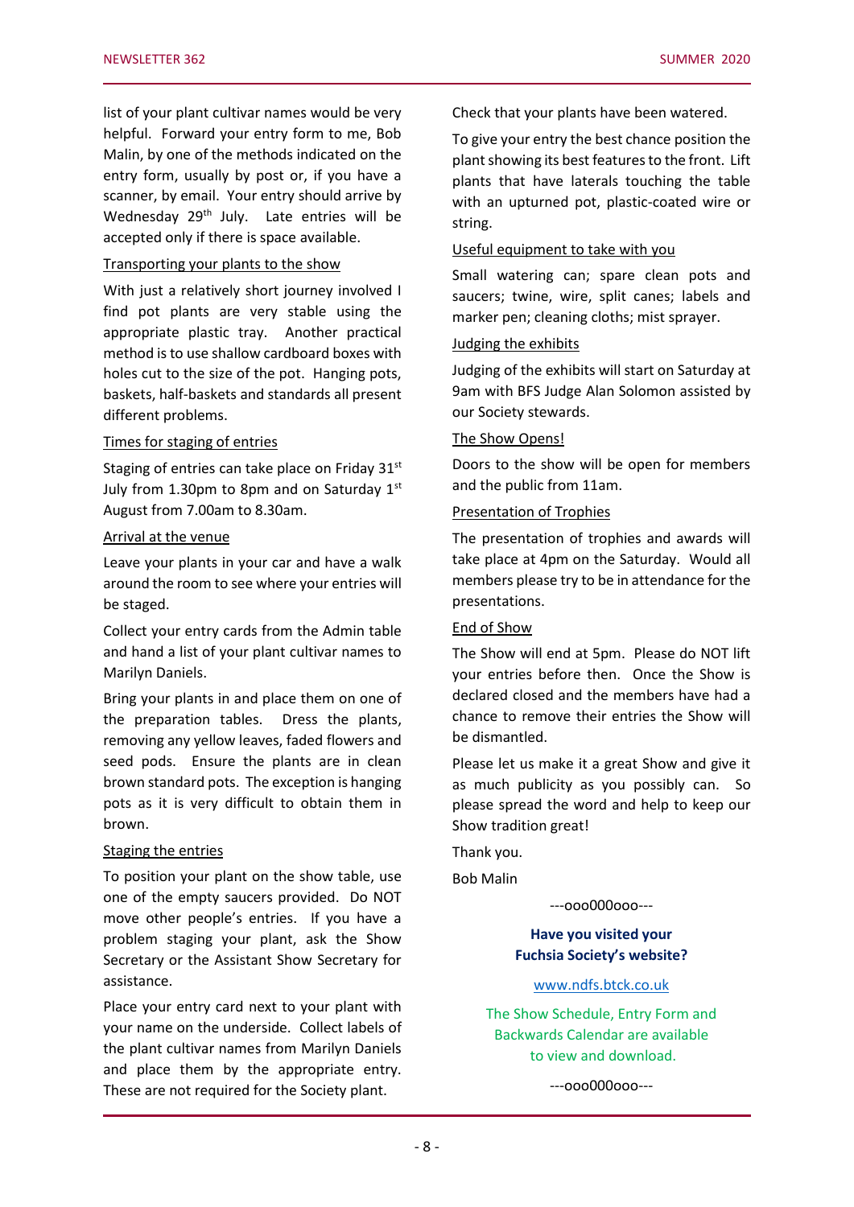list of your plant cultivar names would be very helpful. Forward your entry form to me, Bob Malin, by one of the methods indicated on the entry form, usually by post or, if you have a scanner, by email. Your entry should arrive by Wednesday 29th July. Late entries will be accepted only if there is space available.

Transporting your plants to the show

With just a relatively short journey involved I find pot plants are very stable using the appropriate plastic tray. Another practical method is to use shallow cardboard boxes with holes cut to the size of the pot. Hanging pots, baskets, half-baskets and standards all present different problems.

Times for staging of entries

Staging of entries can take place on Friday 31st July from 1.30pm to 8pm and on Saturday 1st August from 7.00am to 8.30am.

Arrival at the venue

Leave your plants in your car and have a walk around the room to see where your entries will be staged.

Collect your entry cards from the Admin table and hand a list of your plant cultivar names to Marilyn Daniels.

Bring your plants in and place them on one of the preparation tables. Dress the plants, removing any yellow leaves, faded flowers and seed pods. Ensure the plants are in clean brown standard pots. The exception is hanging pots as it is very difficult to obtain them in brown.

Staging the entries

To position your plant on the show table, use one of the empty saucers provided. Do NOT move other people's entries. If you have a problem staging your plant, ask the Show Secretary or the Assistant Show Secretary for assistance.

Place your entry card next to your plant with your name on the underside. Collect labels of the plant cultivar names from Marilyn Daniels and place them by the appropriate entry. These are not required for the Society plant.

Check that your plants have been watered.

To give your entry the best chance position the plant showing its best features to the front. Lift plants that have laterals touching the table with an upturned pot, plastic-coated wire or string.

Useful equipment to take with you

Small watering can; spare clean pots and saucers; twine, wire, split canes; labels and marker pen; cleaning cloths; mist sprayer.

Judging the exhibits

Judging of the exhibits will start on Saturday at 9am with BFS Judge Alan Solomon assisted by our Society stewards.

The Show Opens!

Doors to the show will be open for members and the public from 11am.

Presentation of Trophies

The presentation of trophies and awards will take place at 4pm on the Saturday. Would all members please try to be in attendance for the presentations.

End of Show

The Show will end at 5pm. Please do NOT lift your entries before then. Once the Show is declared closed and the members have had a chance to remove their entries the Show will be dismantled.

Please let us make it a great Show and give it as much publicity as you possibly can. So please spread the word and help to keep our Show tradition great!

Thank you.

Bob Malin

---ooo000ooo---

**Have you visited your Fuchsia Society's website?**

www.ndfs.btck.co.uk

The Show Schedule, Entry Form and Backwards Calendar are available to view and download.

---ooo000ooo---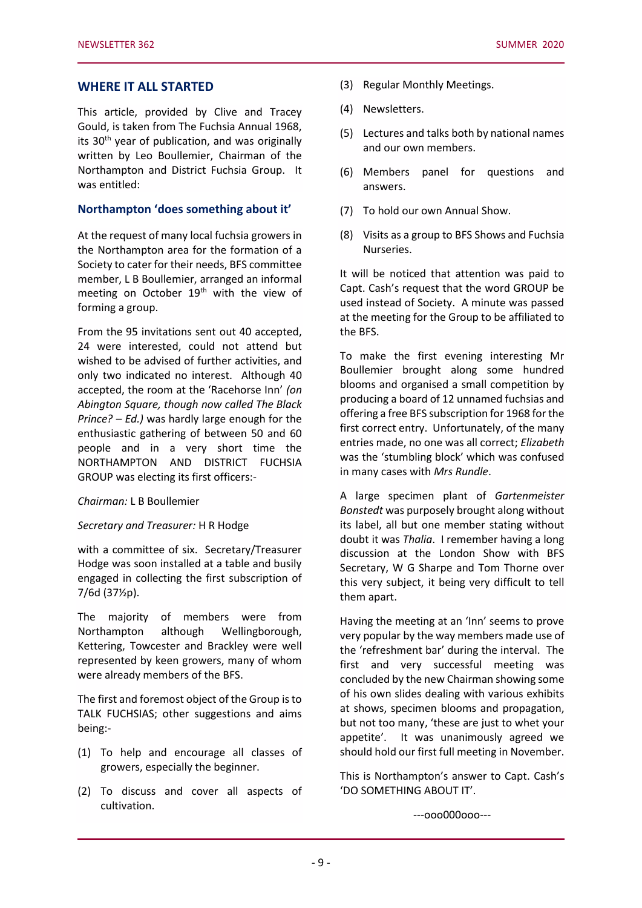## WHERE IT ALL STARTED

This article, provided by Clive and Tracey Gould, is taken from The Fuchsia Annual 1968, its 30th year of publication, and was originally written by Leo Boullemier, Chairman of the Northampton and District Fuchsia Group. It was entitled:

### Northampton 'does something about it'

At the request of many local fuchsia growers in the Northampton area for the formation of a Society to cater for their needs, BFS committee member, L B Boullemier, arranged an informal meeting on October 19th with the view of forming a group.

From the 95 invitations sent out 40 accepted, 24 were interested, could not attend but wished to be advised of further activities, and only two indicated no interest. Although 40 accepted, the room at the 'Racehorse Inn' *(on Abington Square, though now called The Black Prince? – Ed.)* was hardly large enough for the enthusiastic gathering of between 50 and 60 people and in a very short time the NORTHAMPTON AND DISTRICT FUCHSIA GROUP was electing its first officers:-

*Chairman:* L B Boullemier

*Secretary and Treasurer:* H R Hodge

with a committee of six. Secretary/Treasurer Hodge was soon installed at a table and busily engaged in collecting the first subscription of 7/6d (37½p).

The majority of members were from Northampton although Wellingborough, Kettering, Towcester and Brackley were well represented by keen growers, many of whom were already members of the BFS.

The first and foremost object of the Group is to TALK FUCHSIAS; other suggestions and aims being:-

(1) To help and encourage all classes of growers, especially the beginner.

(2) To discuss and cover all aspects of cultivation.

(3) Regular Monthly Meetings.

(4) Newsletters.

(5) Lectures and talks both by national names and our own members.

(6) Members panel for questions and answers.

(7) To hold our own Annual Show.

(8) Visits as a group to BFS Shows and Fuchsia Nurseries.

It will be noticed that attention was paid to Capt. Cash's request that the word GROUP be used instead of Society. A minute was passed at the meeting for the Group to be affiliated to the BFS.

To make the first evening interesting Mr Boullemier brought along some hundred blooms and organised a small competition by producing a board of 12 unnamed fuchsias and offering a free BFS subscription for 1968 for the first correct entry. Unfortunately, of the many entries made, no one was all correct; *Elizabeth* was the 'stumbling block' which was confused in many cases with *Mrs Rundle*.

A large specimen plant of *Gartenmeister Bonstedt* was purposely brought along without its label, all but one member stating without doubt it was *Thalia*. I remember having a long discussion at the London Show with BFS Secretary, W G Sharpe and Tom Thorne over this very subject, it being very difficult to tell them apart.

Having the meeting at an 'Inn' seems to prove very popular by the way members made use of the 'refreshment bar' during the interval. The first and very successful meeting was concluded by the new Chairman showing some of his own slides dealing with various exhibits at shows, specimen blooms and propagation, but not too many, 'these are just to whet your appetite'. It was unanimously agreed we should hold our first full meeting in November.

This is Northampton's answer to Capt. Cash's 'DO SOMETHING ABOUT IT'.

---ooo000ooo---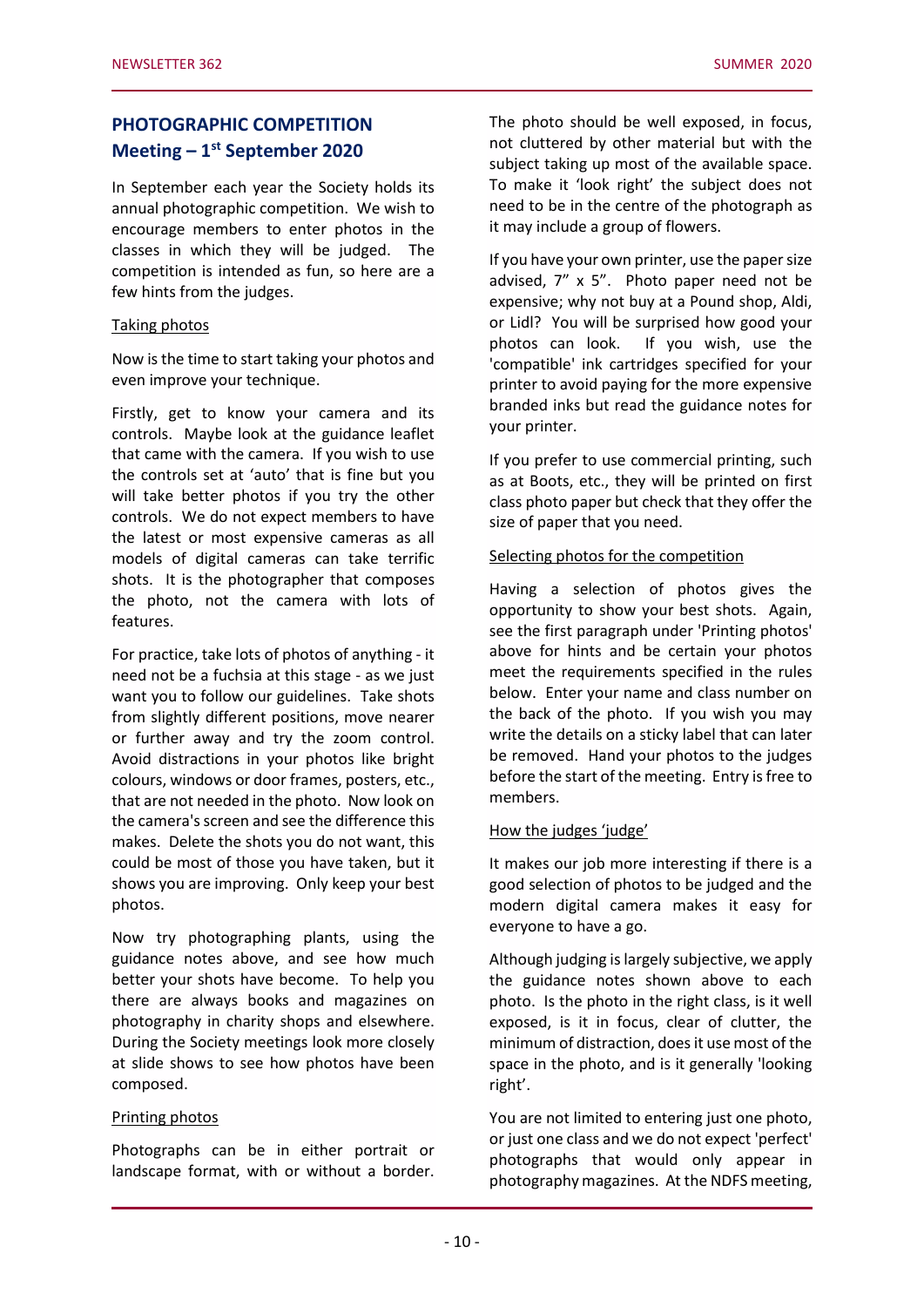## PHOTOGRAPHIC COMPETITION Meeting – 1st September 2020

In September each year the Society holds its annual photographic competition. We wish to encourage members to enter photos in the classes in which they will be judged. The competition is intended as fun, so here are a few hints from the judges.

### Taking photos

Now is the time to start taking your photos and even improve your technique.

Firstly, get to know your camera and its controls. Maybe look at the guidance leaflet that came with the camera. If you wish to use the controls set at 'auto' that is fine but you will take better photos if you try the other controls. We do not expect members to have the latest or most expensive cameras as all models of digital cameras can take terrific shots. It is the photographer that composes the photo, not the camera with lots of features.

For practice, take lots of photos of anything - it need not be a fuchsia at this stage - as we just want you to follow our guidelines. Take shots from slightly different positions, move nearer or further away and try the zoom control. Avoid distractions in your photos like bright colours, windows or door frames, posters, etc., that are not needed in the photo. Now look on the camera's screen and see the difference this makes. Delete the shots you do not want, this could be most of those you have taken, but it shows you are improving. Only keep your best photos.

Now try photographing plants, using the guidance notes above, and see how much better your shots have become. To help you there are always books and magazines on photography in charity shops and elsewhere. During the Society meetings look more closely at slide shows to see how photos have been composed.

### Printing photos

Photographs can be in either portrait or landscape format, with or without a border. The photo should be well exposed, in focus, not cluttered by other material but with the subject taking up most of the available space. To make it 'look right' the subject does not need to be in the centre of the photograph as it may include a group of flowers.

If you have your own printer, use the paper size advised, 7" x 5". Photo paper need not be expensive; why not buy at a Pound shop, Aldi, or Lidl? You will be surprised how good your photos can look. If you wish, use the 'compatible' ink cartridges specified for your printer to avoid paying for the more expensive branded inks but read the guidance notes for your printer.

If you prefer to use commercial printing, such as at Boots, etc., they will be printed on first class photo paper but check that they offer the size of paper that you need.

### Selecting photos for the competition

Having a selection of photos gives the opportunity to show your best shots. Again, see the first paragraph under 'Printing photos' above for hints and be certain your photos meet the requirements specified in the rules below. Enter your name and class number on the back of the photo. If you wish you may write the details on a sticky label that can later be removed. Hand your photos to the judges before the start of the meeting. Entry is free to members.

### How the judges 'judge'

It makes our job more interesting if there is a good selection of photos to be judged and the modern digital camera makes it easy for everyone to have a go.

Although judging is largely subjective, we apply the guidance notes shown above to each photo. Is the photo in the right class, is it well exposed, is it in focus, clear of clutter, the minimum of distraction, does it use most of the space in the photo, and is it generally 'looking right'.

You are not limited to entering just one photo, or just one class and we do not expect 'perfect' photographs that would only appear in photography magazines. At the NDFS meeting,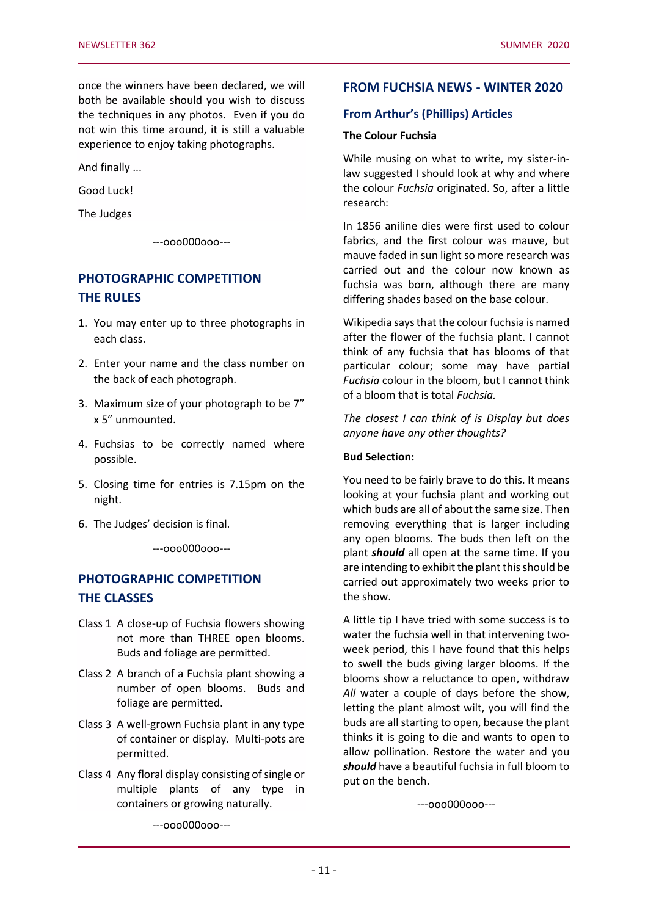once the winners have been declared, we will both be available should you wish to discuss the techniques in any photos. Even if you do not win this time around, it is still a valuable experience to enjoy taking photographs.

And finally ...

Good Luck!

The Judges

---ooo000ooo---

## PHOTOGRAPHIC COMPETITION THE RULES

1. You may enter up to three photographs in each class.
2. Enter your name and the class number on the back of each photograph.
3. Maximum size of your photograph to be 7" x 5" unmounted.
4. Fuchsias to be correctly named where possible.
5. Closing time for entries is 7.15pm on the night.
6. The Judges' decision is final.

---ooo000ooo---

## PHOTOGRAPHIC COMPETITION THE CLASSES

Class 1 A close-up of Fuchsia flowers showing not more than THREE open blooms. Buds and foliage are permitted.

Class 2 A branch of a Fuchsia plant showing a number of open blooms. Buds and foliage are permitted.

Class 3 A well-grown Fuchsia plant in any type of container or display. Multi-pots are permitted.

Class 4 Any floral display consisting of single or multiple plants of any type in containers or growing naturally.

---ooo000ooo---

## FROM FUCHSIA NEWS - WINTER 2020

### From Arthur's (Phillips) Articles

**The Colour Fuchsia**

While musing on what to write, my sister-in-law suggested I should look at why and where the colour *Fuchsia* originated. So, after a little research:

In 1856 aniline dies were first used to colour fabrics, and the first colour was mauve, but mauve faded in sun light so more research was carried out and the colour now known as fuchsia was born, although there are many differing shades based on the base colour.

Wikipedia says that the colour fuchsia is named after the flower of the fuchsia plant. I cannot think of any fuchsia that has blooms of that particular colour; some may have partial *Fuchsia* colour in the bloom, but I cannot think of a bloom that is total *Fuchsia.*

*The closest I can think of is Display but does anyone have any other thoughts?*

**Bud Selection:**

You need to be fairly brave to do this. It means looking at your fuchsia plant and working out which buds are all of about the same size. Then removing everything that is larger including any open blooms. The buds then left on the plant ***should*** all open at the same time. If you are intending to exhibit the plant this should be carried out approximately two weeks prior to the show.

A little tip I have tried with some success is to water the fuchsia well in that intervening two-week period, this I have found that this helps to swell the buds giving larger blooms. If the blooms show a reluctance to open, withdraw *All* water a couple of days before the show, letting the plant almost wilt, you will find the buds are all starting to open, because the plant thinks it is going to die and wants to open to allow pollination. Restore the water and you ***should*** have a beautiful fuchsia in full bloom to put on the bench.

---ooo000ooo---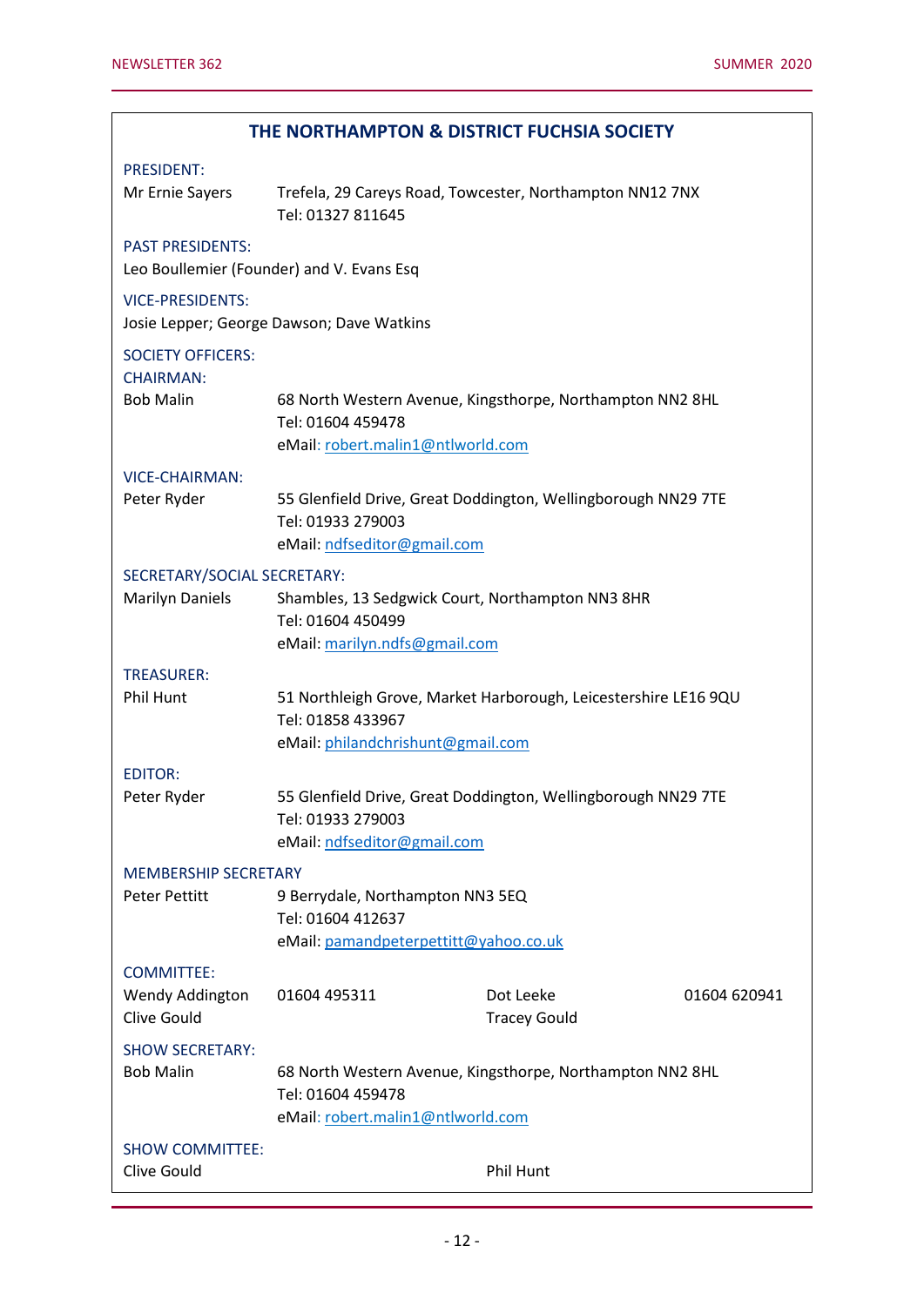## THE NORTHAMPTON & DISTRICT FUCHSIA SOCIETY

PRESIDENT:

Mr Ernie Sayers — Trefela, 29 Careys Road, Towcester, Northampton NN12 7NX
Tel: 01327 811645

PAST PRESIDENTS:

Leo Boullemier (Founder) and V. Evans Esq

VICE-PRESIDENTS:

Josie Lepper; George Dawson; Dave Watkins

SOCIETY OFFICERS:

CHAIRMAN:

Bob Malin — 68 North Western Avenue, Kingsthorpe, Northampton NN2 8HL
Tel: 01604 459478
eMail: robert.malin1@ntlworld.com

VICE-CHAIRMAN:

Peter Ryder — 55 Glenfield Drive, Great Doddington, Wellingborough NN29 7TE
Tel: 01933 279003
eMail: ndfseditor@gmail.com

SECRETARY/SOCIAL SECRETARY:

Marilyn Daniels — Shambles, 13 Sedgwick Court, Northampton NN3 8HR
Tel: 01604 450499
eMail: marilyn.ndfs@gmail.com

TREASURER:

Phil Hunt — 51 Northleigh Grove, Market Harborough, Leicestershire LE16 9QU
Tel: 01858 433967
eMail: philandchrishunt@gmail.com

EDITOR:

Peter Ryder — 55 Glenfield Drive, Great Doddington, Wellingborough NN29 7TE
Tel: 01933 279003
eMail: ndfseditor@gmail.com

MEMBERSHIP SECRETARY

Peter Pettitt — 9 Berrydale, Northampton NN3 5EQ
Tel: 01604 412637
eMail: pamandpeterpettitt@yahoo.co.uk

COMMITTEE:

| | | | |
|---|---|---|---|
| Wendy Addington | 01604 495311 | Dot Leeke | 01604 620941 |
| Clive Gould | | Tracey Gould | |

SHOW SECRETARY:

Bob Malin — 68 North Western Avenue, Kingsthorpe, Northampton NN2 8HL
Tel: 01604 459478
eMail: robert.malin1@ntlworld.com

SHOW COMMITTEE:

| | |
|---|---|
| Clive Gould | Phil Hunt |